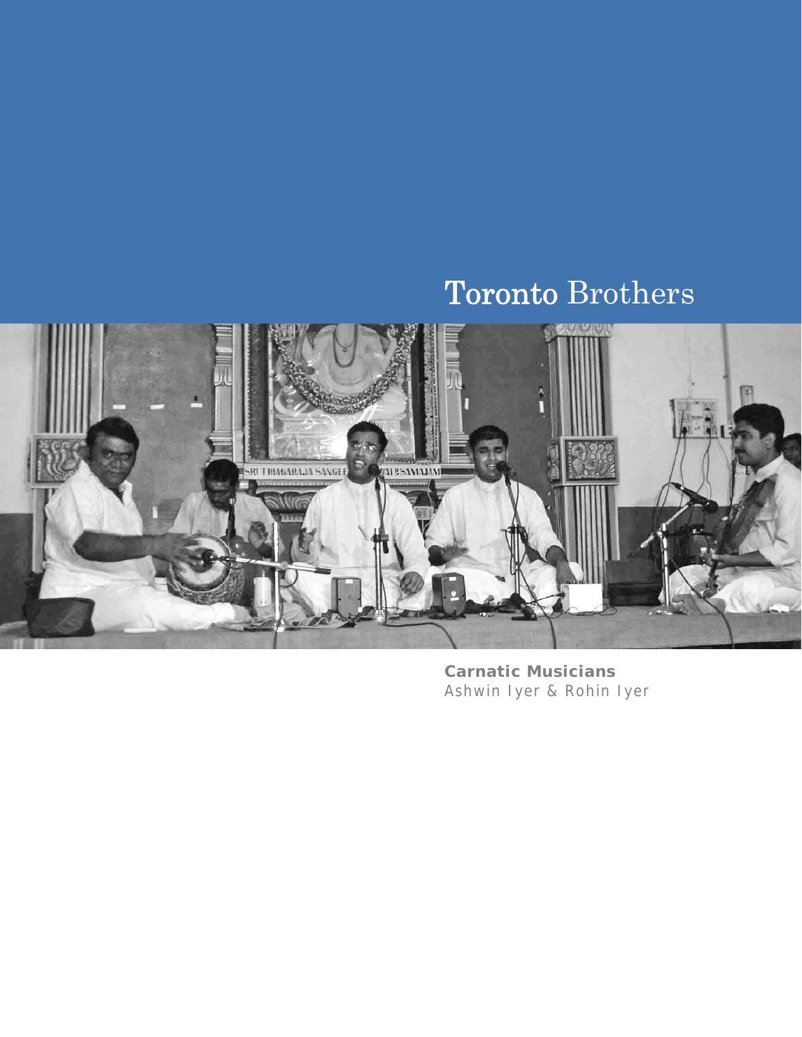# Toronto Brothers

**Carnatic Musicians**
Ashwin Iyer & Rohin Iyer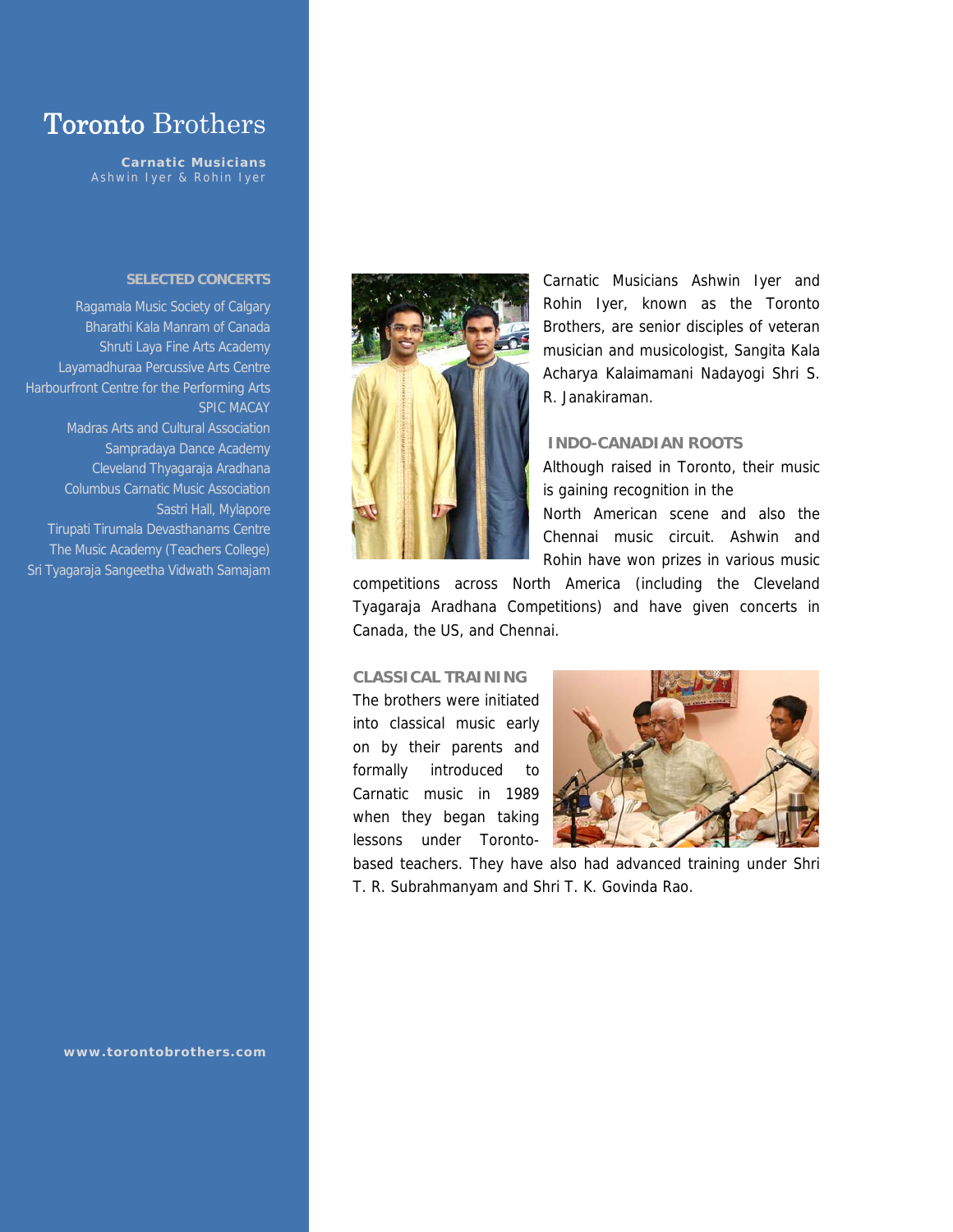# Toronto Brothers

**Carnatic Musicians**
Ashwin Iyer & Rohin Iyer

**SELECTED CONCERTS**

Ragamala Music Society of Calgary
Bharathi Kala Manram of Canada
Shruti Laya Fine Arts Academy
Layamadhuraa Percussive Arts Centre
Harbourfront Centre for the Performing Arts
SPIC MACAY
Madras Arts and Cultural Association
Sampradaya Dance Academy
Cleveland Thyagaraja Aradhana
Columbus Carnatic Music Association
Sastri Hall, Mylapore
Tirupati Tirumala Devasthanams Centre
The Music Academy (Teachers College)
Sri Tyagaraja Sangeetha Vidwath Samajam

**www.torontobrothers.com**

Carnatic Musicians Ashwin Iyer and Rohin Iyer, known as the Toronto Brothers, are senior disciples of veteran musician and musicologist, Sangita Kala Acharya Kalaimamani Nadayogi Shri S. R. Janakiraman.

## INDO-CANADIAN ROOTS

Although raised in Toronto, their music is gaining recognition in the North American scene and also the Chennai music circuit. Ashwin and Rohin have won prizes in various music competitions across North America (including the Cleveland Tyagaraja Aradhana Competitions) and have given concerts in Canada, the US, and Chennai.

## CLASSICAL TRAINING

The brothers were initiated into classical music early on by their parents and formally introduced to Carnatic music in 1989 when they began taking lessons under Toronto-based teachers. They have also had advanced training under Shri T. R. Subrahmanyam and Shri T. K. Govinda Rao.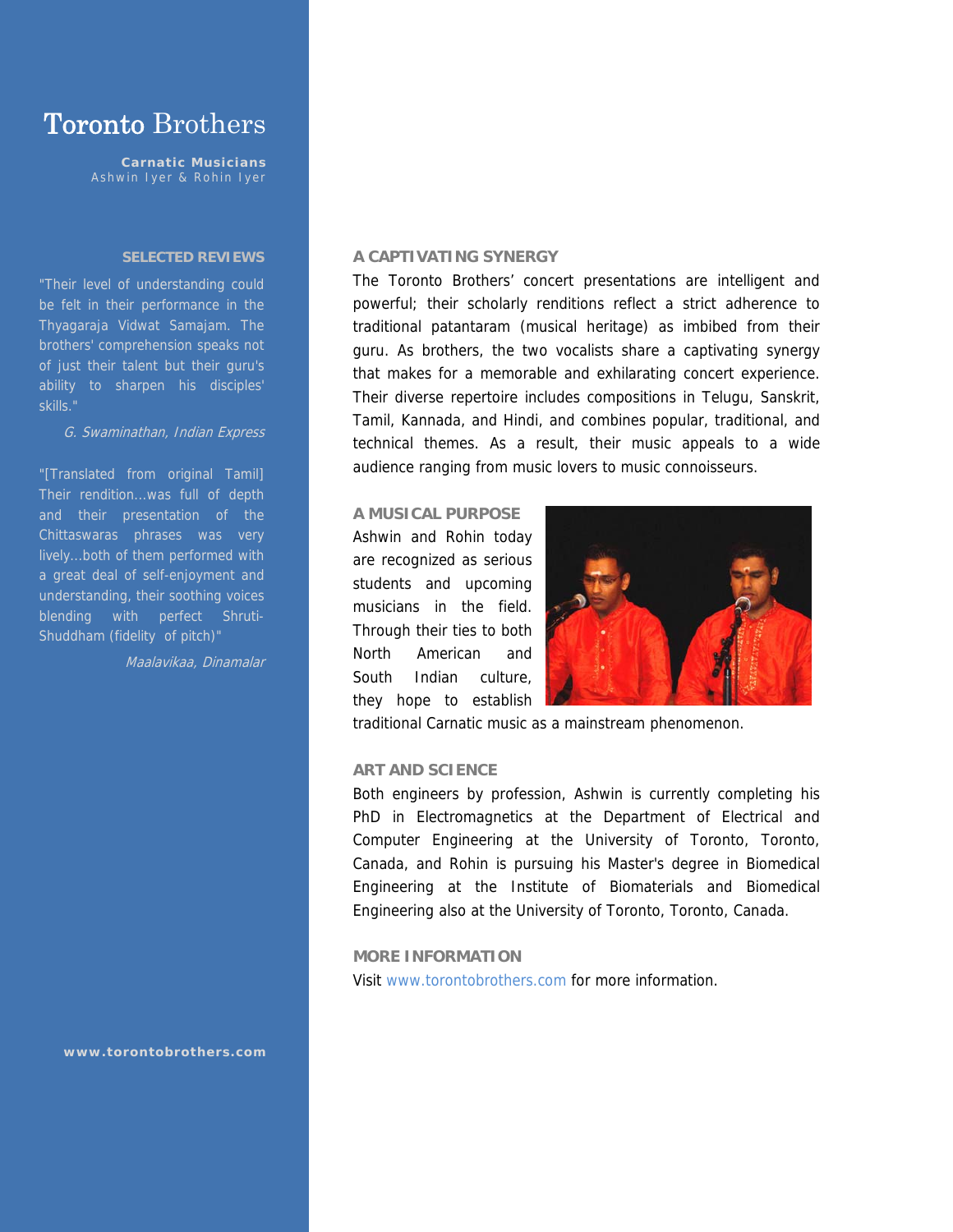# Toronto Brothers

**Carnatic Musicians**
Ashwin Iyer & Rohin Iyer

## SELECTED REVIEWS

"Their level of understanding could be felt in their performance in the Thyagaraja Vidwat Samajam. The brothers' comprehension speaks not of just their talent but their guru's ability to sharpen his disciples' skills."

*G. Swaminathan, Indian Express*

"[Translated from original Tamil] Their rendition...was full of depth and their presentation of the Chittaswaras phrases was very lively...both of them performed with a great deal of self-enjoyment and understanding, their soothing voices blending with perfect Shruti-Shuddham (fidelity of pitch)"

*Maalavikaa, Dinamalar*

## A CAPTIVATING SYNERGY

The Toronto Brothers' concert presentations are intelligent and powerful; their scholarly renditions reflect a strict adherence to traditional patantaram (musical heritage) as imbibed from their guru. As brothers, the two vocalists share a captivating synergy that makes for a memorable and exhilarating concert experience. Their diverse repertoire includes compositions in Telugu, Sanskrit, Tamil, Kannada, and Hindi, and combines popular, traditional, and technical themes. As a result, their music appeals to a wide audience ranging from music lovers to music connoisseurs.

## A MUSICAL PURPOSE

Ashwin and Rohin today are recognized as serious students and upcoming musicians in the field. Through their ties to both North American and South Indian culture, they hope to establish traditional Carnatic music as a mainstream phenomenon.

## ART AND SCIENCE

Both engineers by profession, Ashwin is currently completing his PhD in Electromagnetics at the Department of Electrical and Computer Engineering at the University of Toronto, Toronto, Canada, and Rohin is pursuing his Master's degree in Biomedical Engineering at the Institute of Biomaterials and Biomedical Engineering also at the University of Toronto, Toronto, Canada.

## MORE INFORMATION

Visit www.torontobrothers.com for more information.

**www.torontobrothers.com**